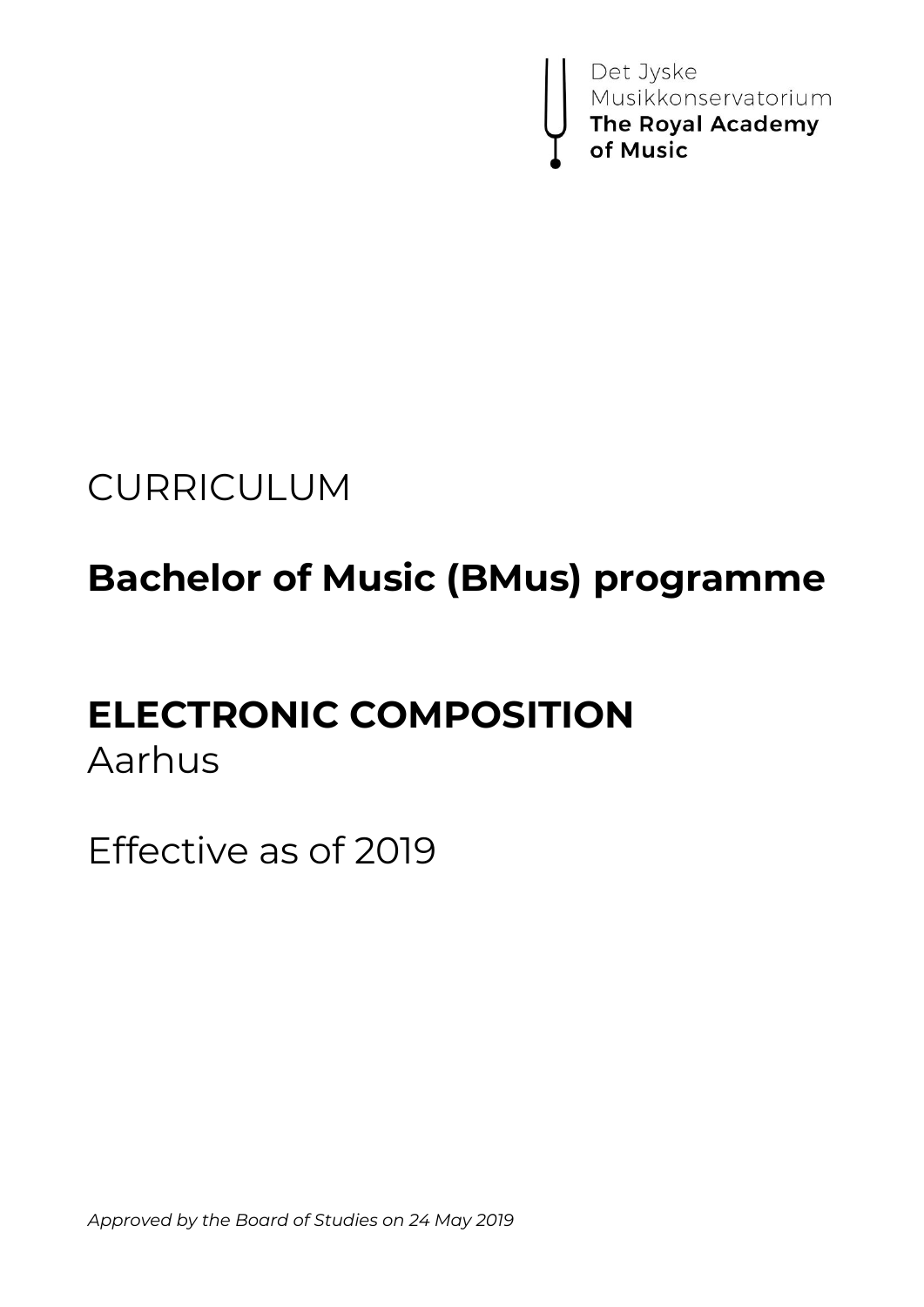Det Jyske
Musikkonservatorium
**The Royal Academy**
**of Music**

CURRICULUM

# Bachelor of Music (BMus) programme

# ELECTRONIC COMPOSITION
Aarhus

Effective as of 2019

*Approved by the Board of Studies on 24 May 2019*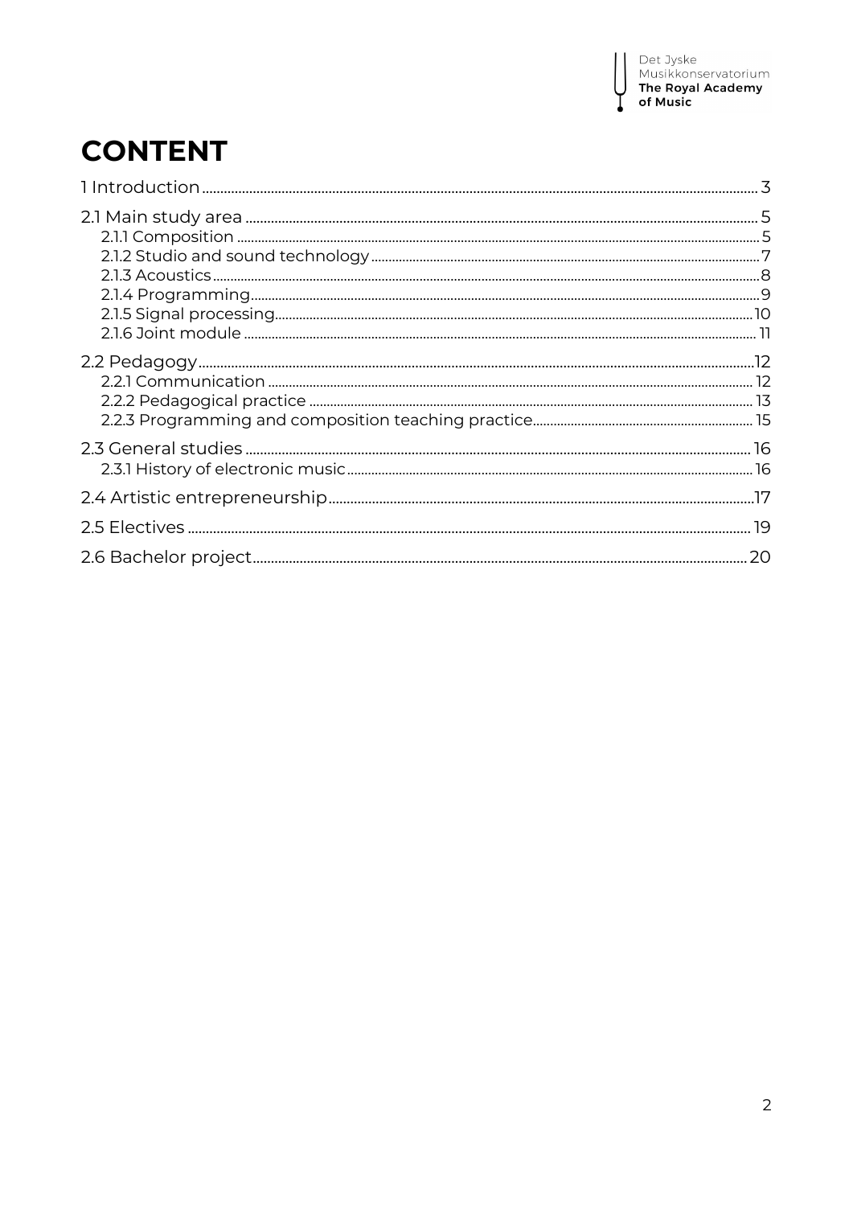# CONTENT

1 Introduction ........ 3

2.1 Main study area ........ 5
- 2.1.1 Composition ........ 5
- 2.1.2 Studio and sound technology ........ 7
- 2.1.3 Acoustics ........ 8
- 2.1.4 Programming ........ 9
- 2.1.5 Signal processing ........ 10
- 2.1.6 Joint module ........ 11

2.2 Pedagogy ........ 12
- 2.2.1 Communication ........ 12
- 2.2.2 Pedagogical practice ........ 13
- 2.2.3 Programming and composition teaching practice ........ 15

2.3 General studies ........ 16
- 2.3.1 History of electronic music ........ 16

2.4 Artistic entrepreneurship ........ 17

2.5 Electives ........ 19

2.6 Bachelor project ........ 20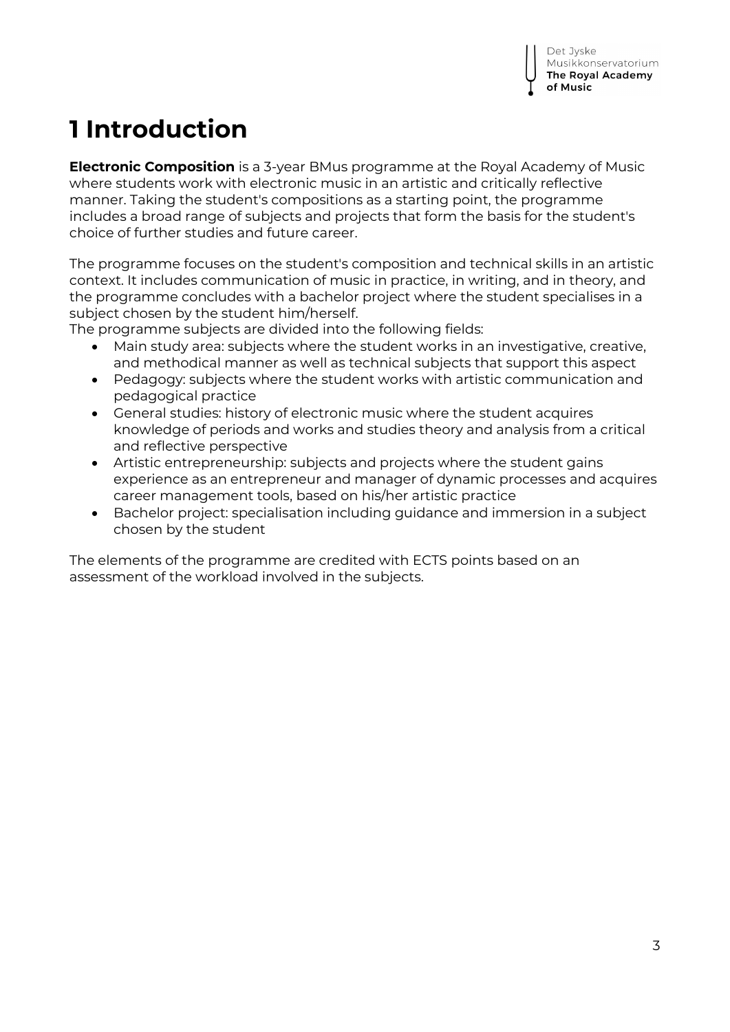# 1 Introduction

**Electronic Composition** is a 3-year BMus programme at the Royal Academy of Music where students work with electronic music in an artistic and critically reflective manner. Taking the student's compositions as a starting point, the programme includes a broad range of subjects and projects that form the basis for the student's choice of further studies and future career.

The programme focuses on the student's composition and technical skills in an artistic context. It includes communication of music in practice, in writing, and in theory, and the programme concludes with a bachelor project where the student specialises in a subject chosen by the student him/herself.
The programme subjects are divided into the following fields:

- Main study area: subjects where the student works in an investigative, creative, and methodical manner as well as technical subjects that support this aspect
- Pedagogy: subjects where the student works with artistic communication and pedagogical practice
- General studies: history of electronic music where the student acquires knowledge of periods and works and studies theory and analysis from a critical and reflective perspective
- Artistic entrepreneurship: subjects and projects where the student gains experience as an entrepreneur and manager of dynamic processes and acquires career management tools, based on his/her artistic practice
- Bachelor project: specialisation including guidance and immersion in a subject chosen by the student

The elements of the programme are credited with ECTS points based on an assessment of the workload involved in the subjects.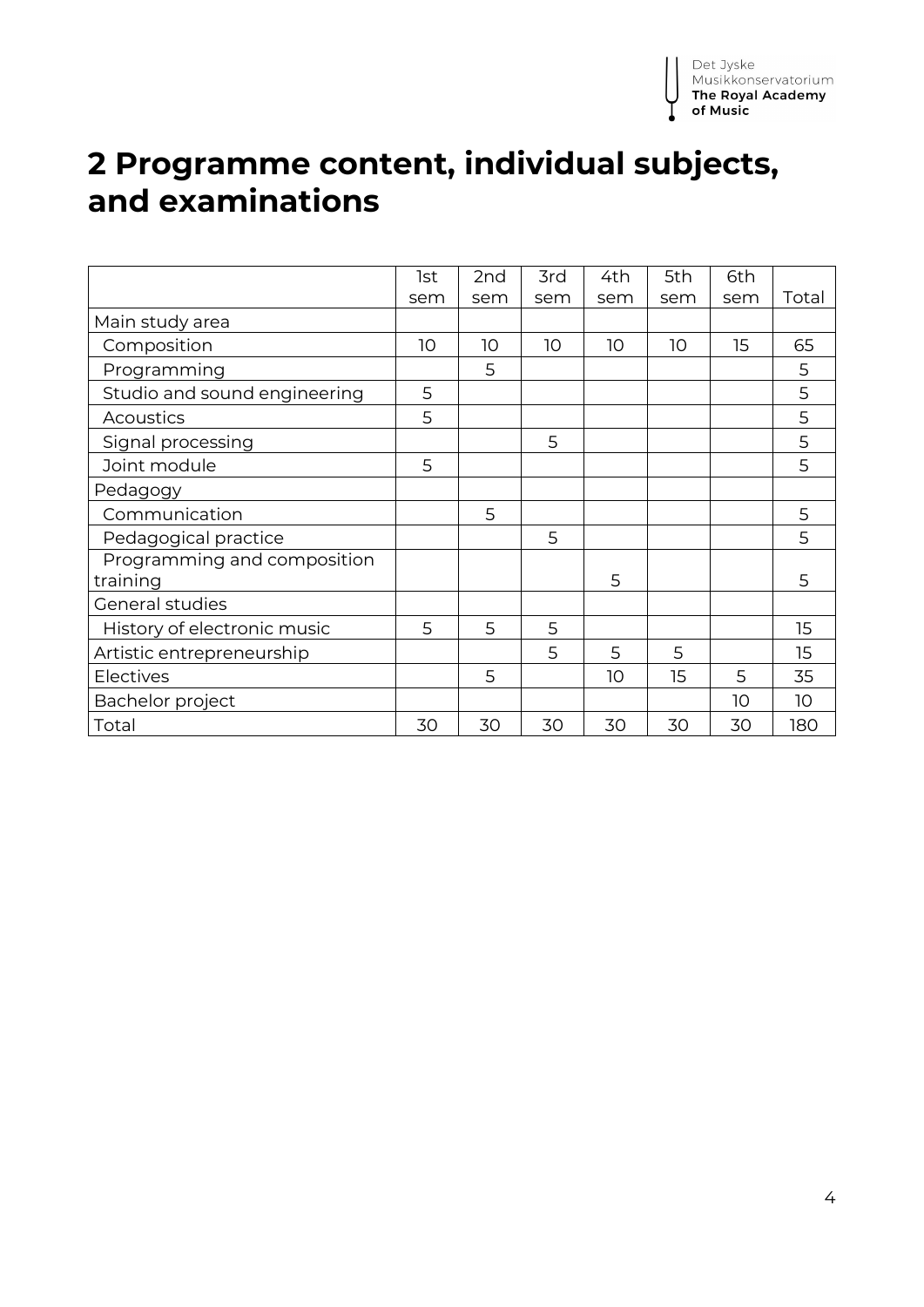# 2 Programme content, individual subjects, and examinations

| | 1st sem | 2nd sem | 3rd sem | 4th sem | 5th sem | 6th sem | Total |
|---|---|---|---|---|---|---|---|
| Main study area | | | | | | | |
| Composition | 10 | 10 | 10 | 10 | 10 | 15 | 65 |
| Programming | | 5 | | | | | 5 |
| Studio and sound engineering | 5 | | | | | | 5 |
| Acoustics | 5 | | | | | | 5 |
| Signal processing | | | 5 | | | | 5 |
| Joint module | 5 | | | | | | 5 |
| Pedagogy | | | | | | | |
| Communication | | 5 | | | | | 5 |
| Pedagogical practice | | | 5 | | | | 5 |
| Programming and composition training | | | | 5 | | | 5 |
| General studies | | | | | | | |
| History of electronic music | 5 | 5 | 5 | | | | 15 |
| Artistic entrepreneurship | | | 5 | 5 | 5 | | 15 |
| Electives | | 5 | | 10 | 15 | 5 | 35 |
| Bachelor project | | | | | | 10 | 10 |
| Total | 30 | 30 | 30 | 30 | 30 | 30 | 180 |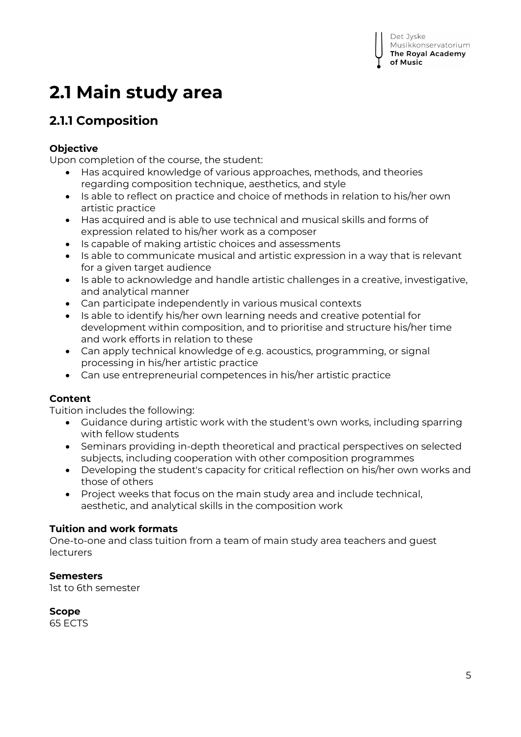# 2.1 Main study area

## 2.1.1 Composition

**Objective**
Upon completion of the course, the student:

- Has acquired knowledge of various approaches, methods, and theories regarding composition technique, aesthetics, and style
- Is able to reflect on practice and choice of methods in relation to his/her own artistic practice
- Has acquired and is able to use technical and musical skills and forms of expression related to his/her work as a composer
- Is capable of making artistic choices and assessments
- Is able to communicate musical and artistic expression in a way that is relevant for a given target audience
- Is able to acknowledge and handle artistic challenges in a creative, investigative, and analytical manner
- Can participate independently in various musical contexts
- Is able to identify his/her own learning needs and creative potential for development within composition, and to prioritise and structure his/her time and work efforts in relation to these
- Can apply technical knowledge of e.g. acoustics, programming, or signal processing in his/her artistic practice
- Can use entrepreneurial competences in his/her artistic practice

**Content**
Tuition includes the following:

- Guidance during artistic work with the student's own works, including sparring with fellow students
- Seminars providing in-depth theoretical and practical perspectives on selected subjects, including cooperation with other composition programmes
- Developing the student's capacity for critical reflection on his/her own works and those of others
- Project weeks that focus on the main study area and include technical, aesthetic, and analytical skills in the composition work

**Tuition and work formats**
One-to-one and class tuition from a team of main study area teachers and guest lecturers

**Semesters**
1st to 6th semester

**Scope**
65 ECTS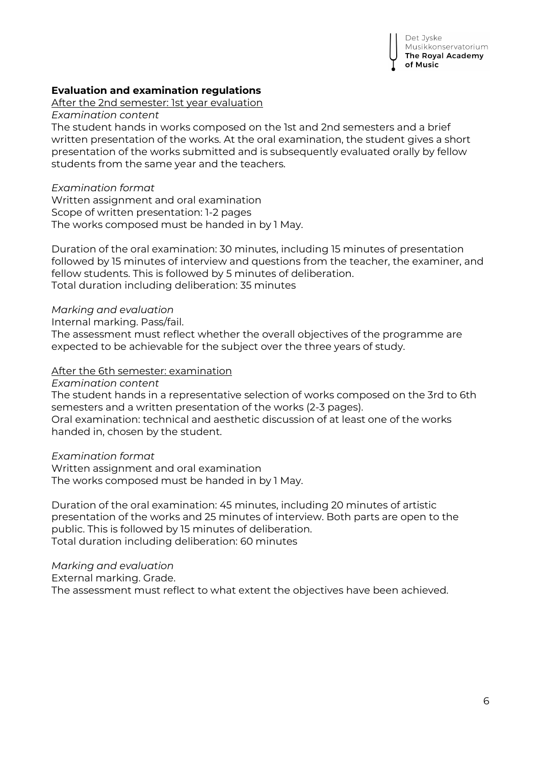### Evaluation and examination regulations

<u>After the 2nd semester: 1st year evaluation</u>

*Examination content*

The student hands in works composed on the 1st and 2nd semesters and a brief written presentation of the works. At the oral examination, the student gives a short presentation of the works submitted and is subsequently evaluated orally by fellow students from the same year and the teachers.

*Examination format*

Written assignment and oral examination
Scope of written presentation: 1-2 pages
The works composed must be handed in by 1 May.

Duration of the oral examination: 30 minutes, including 15 minutes of presentation followed by 15 minutes of interview and questions from the teacher, the examiner, and fellow students. This is followed by 5 minutes of deliberation.
Total duration including deliberation: 35 minutes

*Marking and evaluation*

Internal marking. Pass/fail.
The assessment must reflect whether the overall objectives of the programme are expected to be achievable for the subject over the three years of study.

<u>After the 6th semester: examination</u>

*Examination content*

The student hands in a representative selection of works composed on the 3rd to 6th semesters and a written presentation of the works (2-3 pages).
Oral examination: technical and aesthetic discussion of at least one of the works handed in, chosen by the student.

*Examination format*

Written assignment and oral examination
The works composed must be handed in by 1 May.

Duration of the oral examination: 45 minutes, including 20 minutes of artistic presentation of the works and 25 minutes of interview. Both parts are open to the public. This is followed by 15 minutes of deliberation.
Total duration including deliberation: 60 minutes

*Marking and evaluation*

External marking. Grade.
The assessment must reflect to what extent the objectives have been achieved.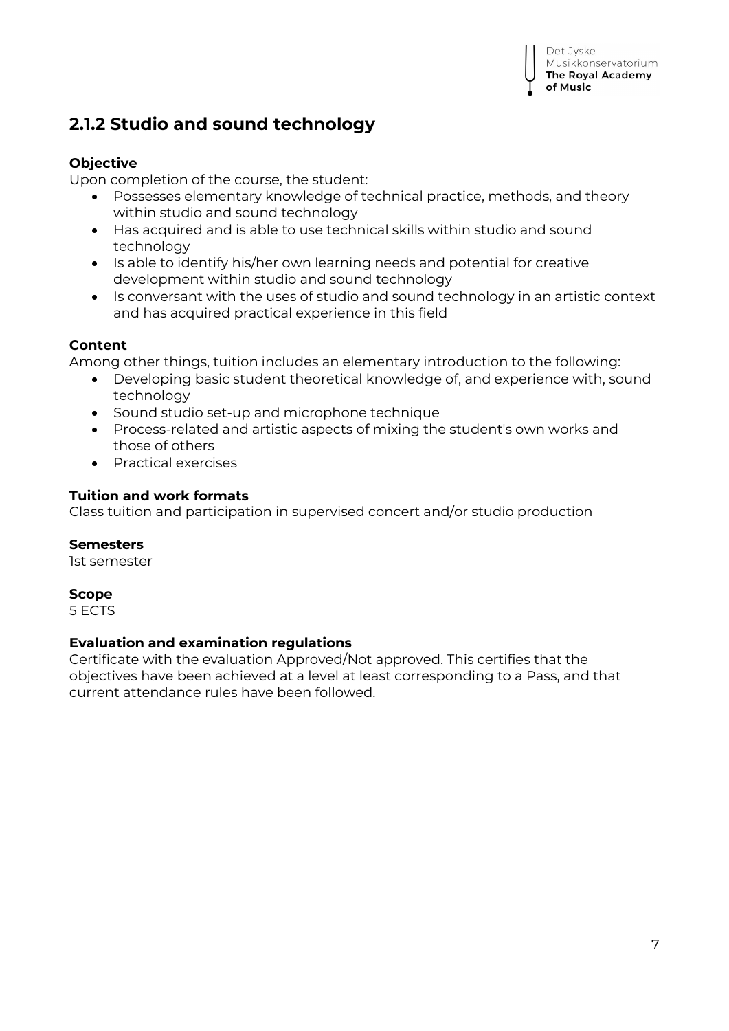## 2.1.2 Studio and sound technology

**Objective**

Upon completion of the course, the student:

- Possesses elementary knowledge of technical practice, methods, and theory within studio and sound technology
- Has acquired and is able to use technical skills within studio and sound technology
- Is able to identify his/her own learning needs and potential for creative development within studio and sound technology
- Is conversant with the uses of studio and sound technology in an artistic context and has acquired practical experience in this field

**Content**

Among other things, tuition includes an elementary introduction to the following:

- Developing basic student theoretical knowledge of, and experience with, sound technology
- Sound studio set-up and microphone technique
- Process-related and artistic aspects of mixing the student's own works and those of others
- Practical exercises

**Tuition and work formats**

Class tuition and participation in supervised concert and/or studio production

**Semesters**

1st semester

**Scope**

5 ECTS

**Evaluation and examination regulations**

Certificate with the evaluation Approved/Not approved. This certifies that the objectives have been achieved at a level at least corresponding to a Pass, and that current attendance rules have been followed.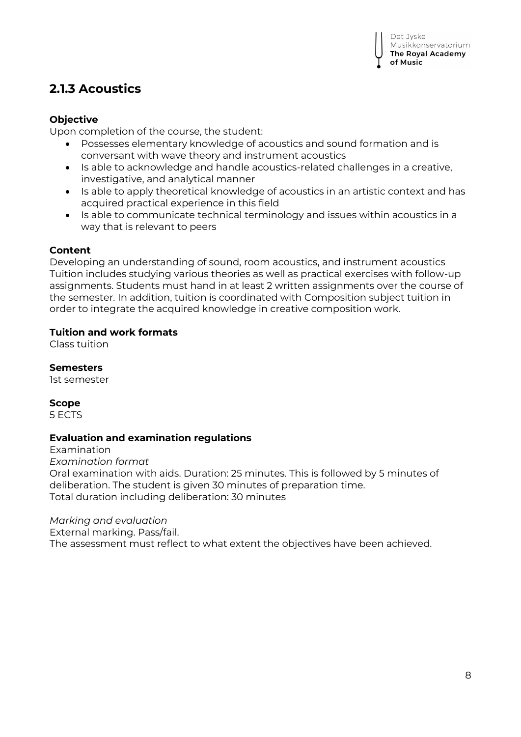## 2.1.3 Acoustics

**Objective**

Upon completion of the course, the student:

- Possesses elementary knowledge of acoustics and sound formation and is conversant with wave theory and instrument acoustics
- Is able to acknowledge and handle acoustics-related challenges in a creative, investigative, and analytical manner
- Is able to apply theoretical knowledge of acoustics in an artistic context and has acquired practical experience in this field
- Is able to communicate technical terminology and issues within acoustics in a way that is relevant to peers

**Content**

Developing an understanding of sound, room acoustics, and instrument acoustics Tuition includes studying various theories as well as practical exercises with follow-up assignments. Students must hand in at least 2 written assignments over the course of the semester. In addition, tuition is coordinated with Composition subject tuition in order to integrate the acquired knowledge in creative composition work.

**Tuition and work formats**

Class tuition

**Semesters**

1st semester

**Scope**

5 ECTS

**Evaluation and examination regulations**

Examination

*Examination format*

Oral examination with aids. Duration: 25 minutes. This is followed by 5 minutes of deliberation. The student is given 30 minutes of preparation time.
Total duration including deliberation: 30 minutes

*Marking and evaluation*

External marking. Pass/fail.
The assessment must reflect to what extent the objectives have been achieved.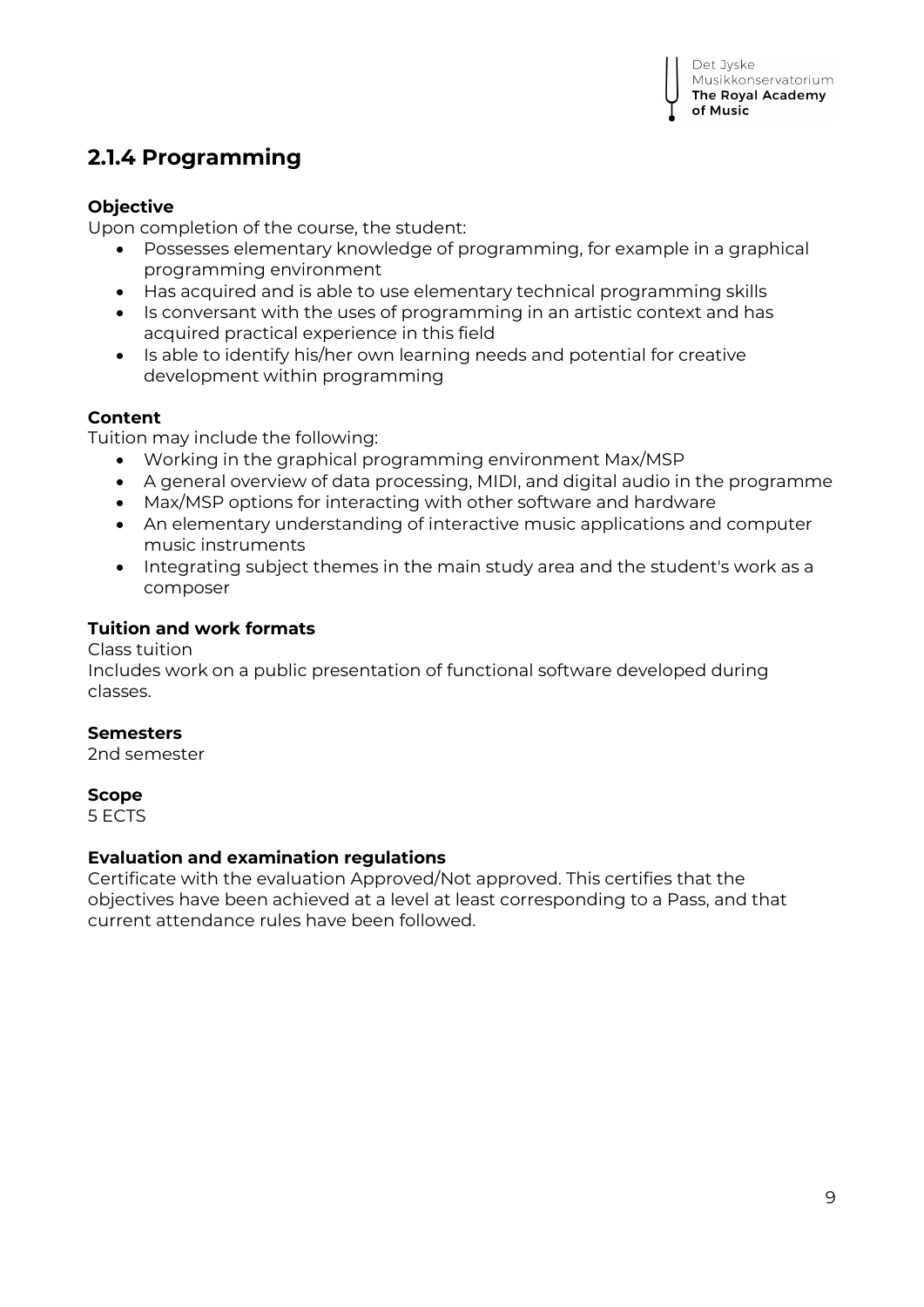## 2.1.4 Programming

**Objective**

Upon completion of the course, the student:

- Possesses elementary knowledge of programming, for example in a graphical programming environment
- Has acquired and is able to use elementary technical programming skills
- Is conversant with the uses of programming in an artistic context and has acquired practical experience in this field
- Is able to identify his/her own learning needs and potential for creative development within programming

**Content**

Tuition may include the following:

- Working in the graphical programming environment Max/MSP
- A general overview of data processing, MIDI, and digital audio in the programme
- Max/MSP options for interacting with other software and hardware
- An elementary understanding of interactive music applications and computer music instruments
- Integrating subject themes in the main study area and the student's work as a composer

**Tuition and work formats**

Class tuition

Includes work on a public presentation of functional software developed during classes.

**Semesters**

2nd semester

**Scope**

5 ECTS

**Evaluation and examination regulations**

Certificate with the evaluation Approved/Not approved. This certifies that the objectives have been achieved at a level at least corresponding to a Pass, and that current attendance rules have been followed.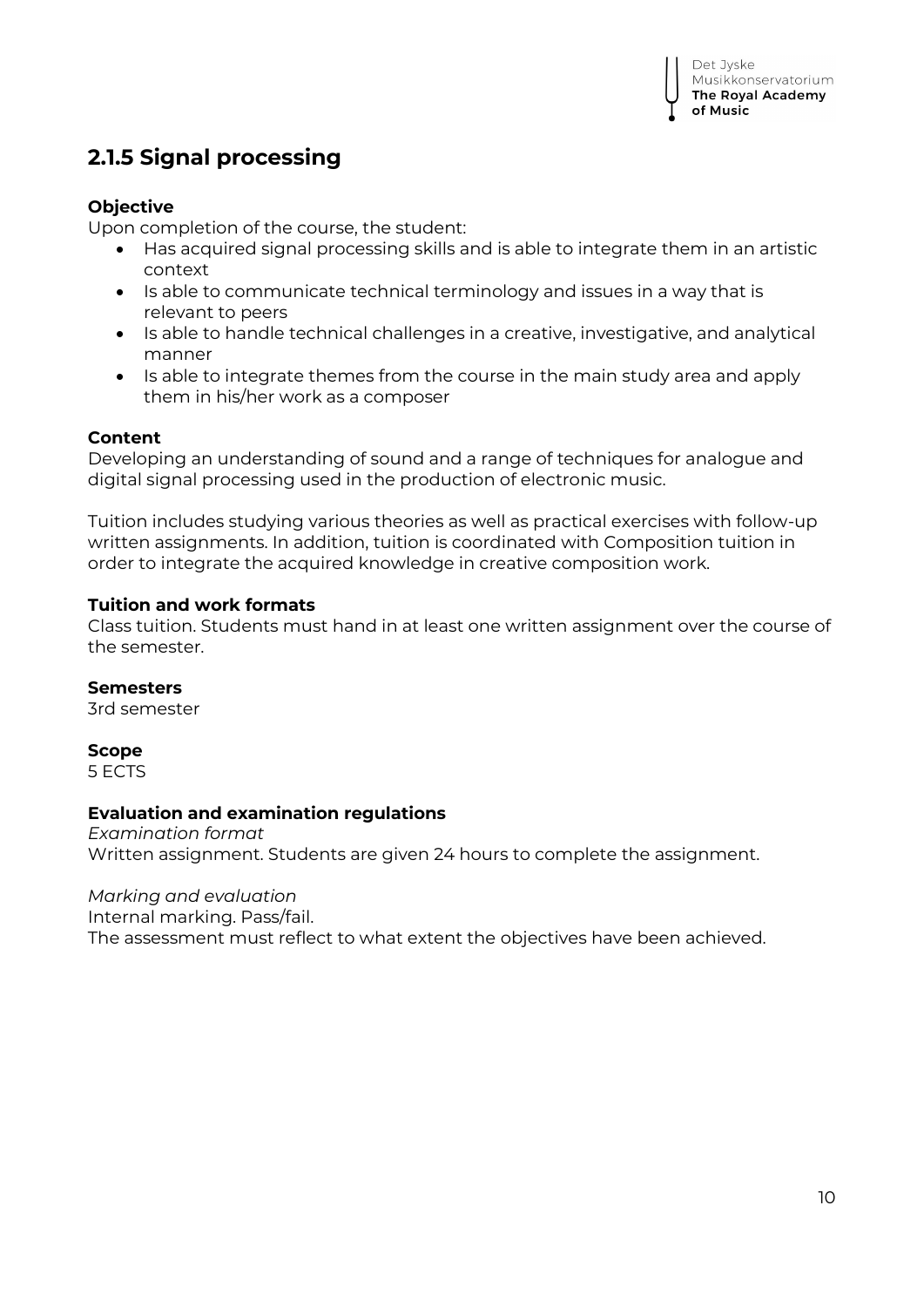## 2.1.5 Signal processing

**Objective**
Upon completion of the course, the student:

- Has acquired signal processing skills and is able to integrate them in an artistic context
- Is able to communicate technical terminology and issues in a way that is relevant to peers
- Is able to handle technical challenges in a creative, investigative, and analytical manner
- Is able to integrate themes from the course in the main study area and apply them in his/her work as a composer

**Content**
Developing an understanding of sound and a range of techniques for analogue and digital signal processing used in the production of electronic music.

Tuition includes studying various theories as well as practical exercises with follow-up written assignments. In addition, tuition is coordinated with Composition tuition in order to integrate the acquired knowledge in creative composition work.

**Tuition and work formats**
Class tuition. Students must hand in at least one written assignment over the course of the semester.

**Semesters**
3rd semester

**Scope**
5 ECTS

**Evaluation and examination regulations**
*Examination format*
Written assignment. Students are given 24 hours to complete the assignment.

*Marking and evaluation*
Internal marking. Pass/fail.
The assessment must reflect to what extent the objectives have been achieved.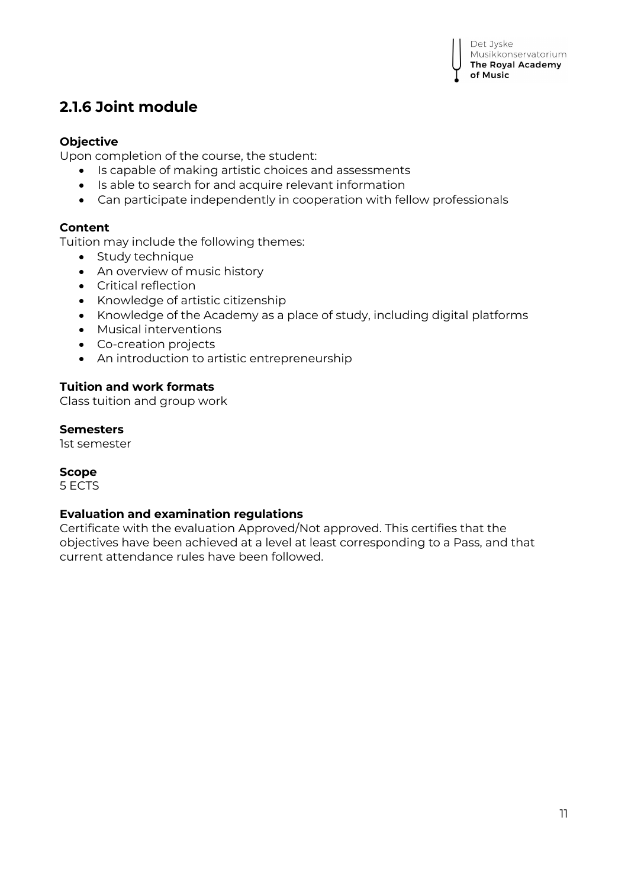## 2.1.6 Joint module

**Objective**

Upon completion of the course, the student:

- Is capable of making artistic choices and assessments
- Is able to search for and acquire relevant information
- Can participate independently in cooperation with fellow professionals

**Content**

Tuition may include the following themes:

- Study technique
- An overview of music history
- Critical reflection
- Knowledge of artistic citizenship
- Knowledge of the Academy as a place of study, including digital platforms
- Musical interventions
- Co-creation projects
- An introduction to artistic entrepreneurship

**Tuition and work formats**

Class tuition and group work

**Semesters**

1st semester

**Scope**

5 ECTS

**Evaluation and examination regulations**

Certificate with the evaluation Approved/Not approved. This certifies that the objectives have been achieved at a level at least corresponding to a Pass, and that current attendance rules have been followed.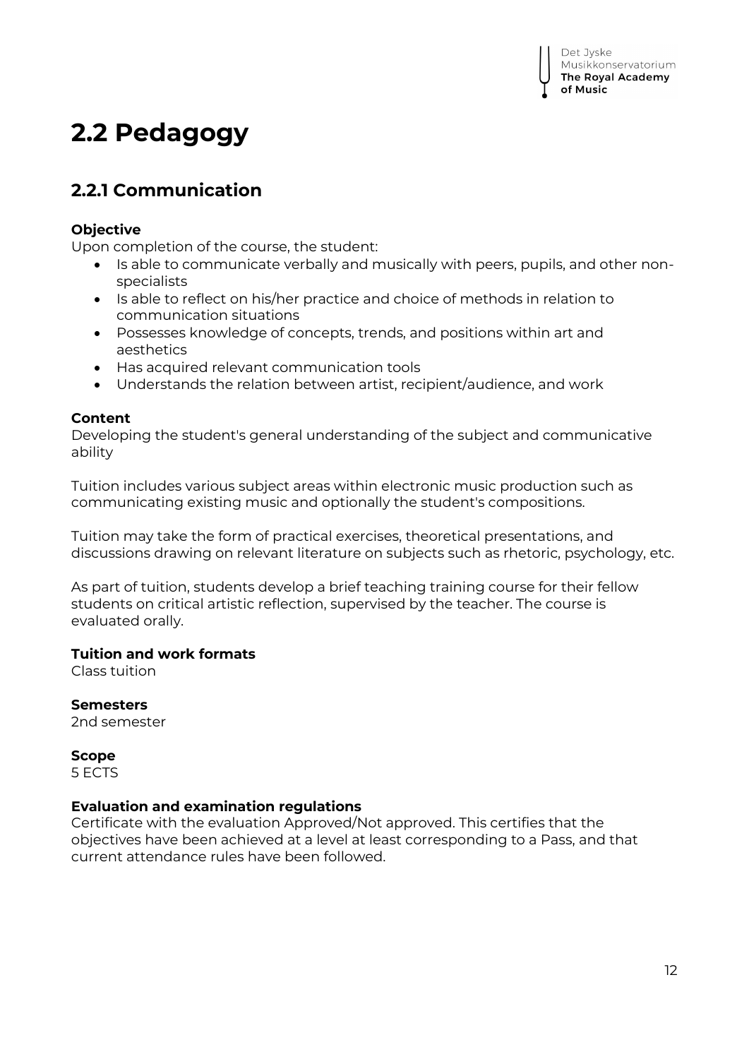# 2.2 Pedagogy

## 2.2.1 Communication

**Objective**
Upon completion of the course, the student:

- Is able to communicate verbally and musically with peers, pupils, and other non-specialists
- Is able to reflect on his/her practice and choice of methods in relation to communication situations
- Possesses knowledge of concepts, trends, and positions within art and aesthetics
- Has acquired relevant communication tools
- Understands the relation between artist, recipient/audience, and work

**Content**
Developing the student's general understanding of the subject and communicative ability

Tuition includes various subject areas within electronic music production such as communicating existing music and optionally the student's compositions.

Tuition may take the form of practical exercises, theoretical presentations, and discussions drawing on relevant literature on subjects such as rhetoric, psychology, etc.

As part of tuition, students develop a brief teaching training course for their fellow students on critical artistic reflection, supervised by the teacher. The course is evaluated orally.

**Tuition and work formats**
Class tuition

**Semesters**
2nd semester

**Scope**
5 ECTS

**Evaluation and examination regulations**
Certificate with the evaluation Approved/Not approved. This certifies that the objectives have been achieved at a level at least corresponding to a Pass, and that current attendance rules have been followed.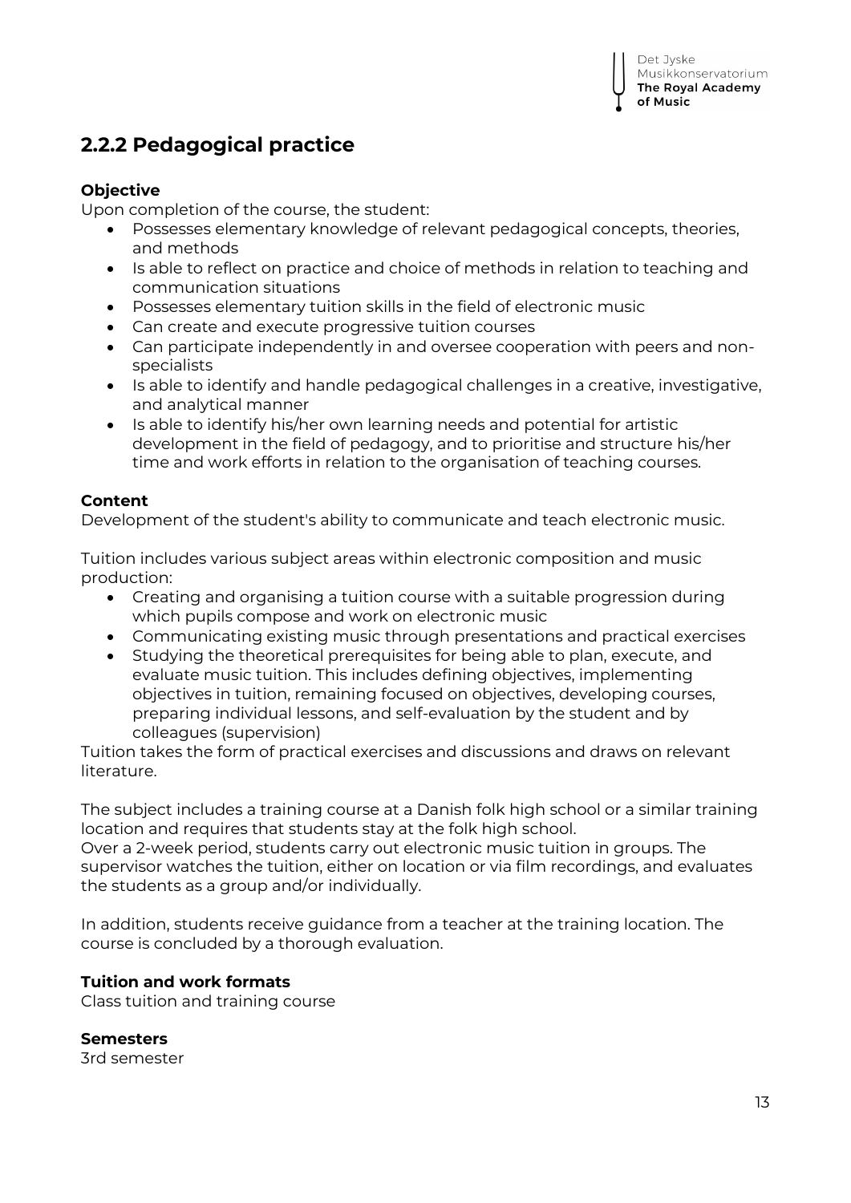## 2.2.2 Pedagogical practice

**Objective**

Upon completion of the course, the student:

- Possesses elementary knowledge of relevant pedagogical concepts, theories, and methods
- Is able to reflect on practice and choice of methods in relation to teaching and communication situations
- Possesses elementary tuition skills in the field of electronic music
- Can create and execute progressive tuition courses
- Can participate independently in and oversee cooperation with peers and non-specialists
- Is able to identify and handle pedagogical challenges in a creative, investigative, and analytical manner
- Is able to identify his/her own learning needs and potential for artistic development in the field of pedagogy, and to prioritise and structure his/her time and work efforts in relation to the organisation of teaching courses.

**Content**

Development of the student's ability to communicate and teach electronic music.

Tuition includes various subject areas within electronic composition and music production:

- Creating and organising a tuition course with a suitable progression during which pupils compose and work on electronic music
- Communicating existing music through presentations and practical exercises
- Studying the theoretical prerequisites for being able to plan, execute, and evaluate music tuition. This includes defining objectives, implementing objectives in tuition, remaining focused on objectives, developing courses, preparing individual lessons, and self-evaluation by the student and by colleagues (supervision)

Tuition takes the form of practical exercises and discussions and draws on relevant literature.

The subject includes a training course at a Danish folk high school or a similar training location and requires that students stay at the folk high school.
Over a 2-week period, students carry out electronic music tuition in groups. The supervisor watches the tuition, either on location or via film recordings, and evaluates the students as a group and/or individually.

In addition, students receive guidance from a teacher at the training location. The course is concluded by a thorough evaluation.

**Tuition and work formats**

Class tuition and training course

**Semesters**

3rd semester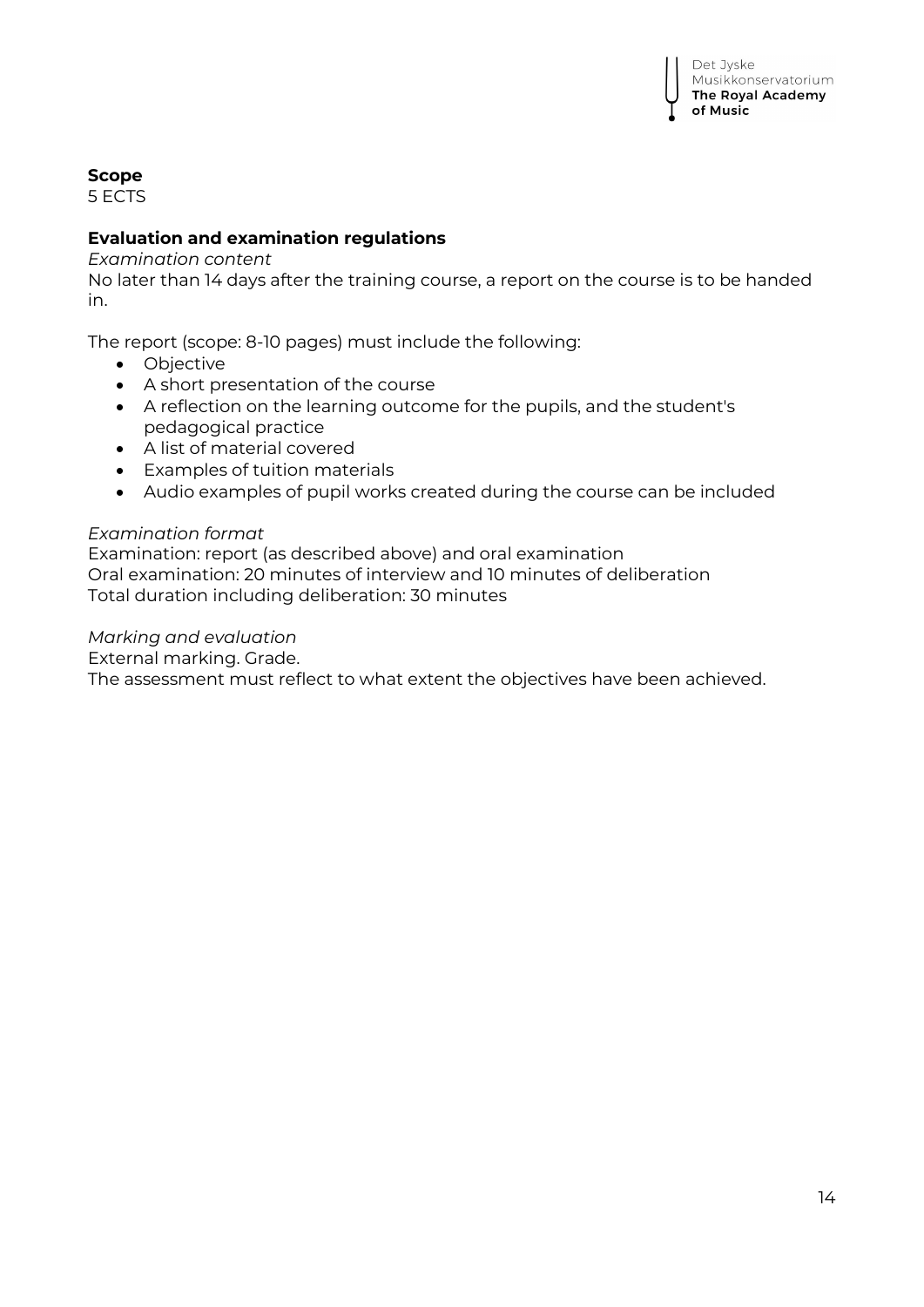**Scope**
5 ECTS

**Evaluation and examination regulations**

*Examination content*
No later than 14 days after the training course, a report on the course is to be handed in.

The report (scope: 8-10 pages) must include the following:

- Objective
- A short presentation of the course
- A reflection on the learning outcome for the pupils, and the student's pedagogical practice
- A list of material covered
- Examples of tuition materials
- Audio examples of pupil works created during the course can be included

*Examination format*
Examination: report (as described above) and oral examination
Oral examination: 20 minutes of interview and 10 minutes of deliberation
Total duration including deliberation: 30 minutes

*Marking and evaluation*
External marking. Grade.
The assessment must reflect to what extent the objectives have been achieved.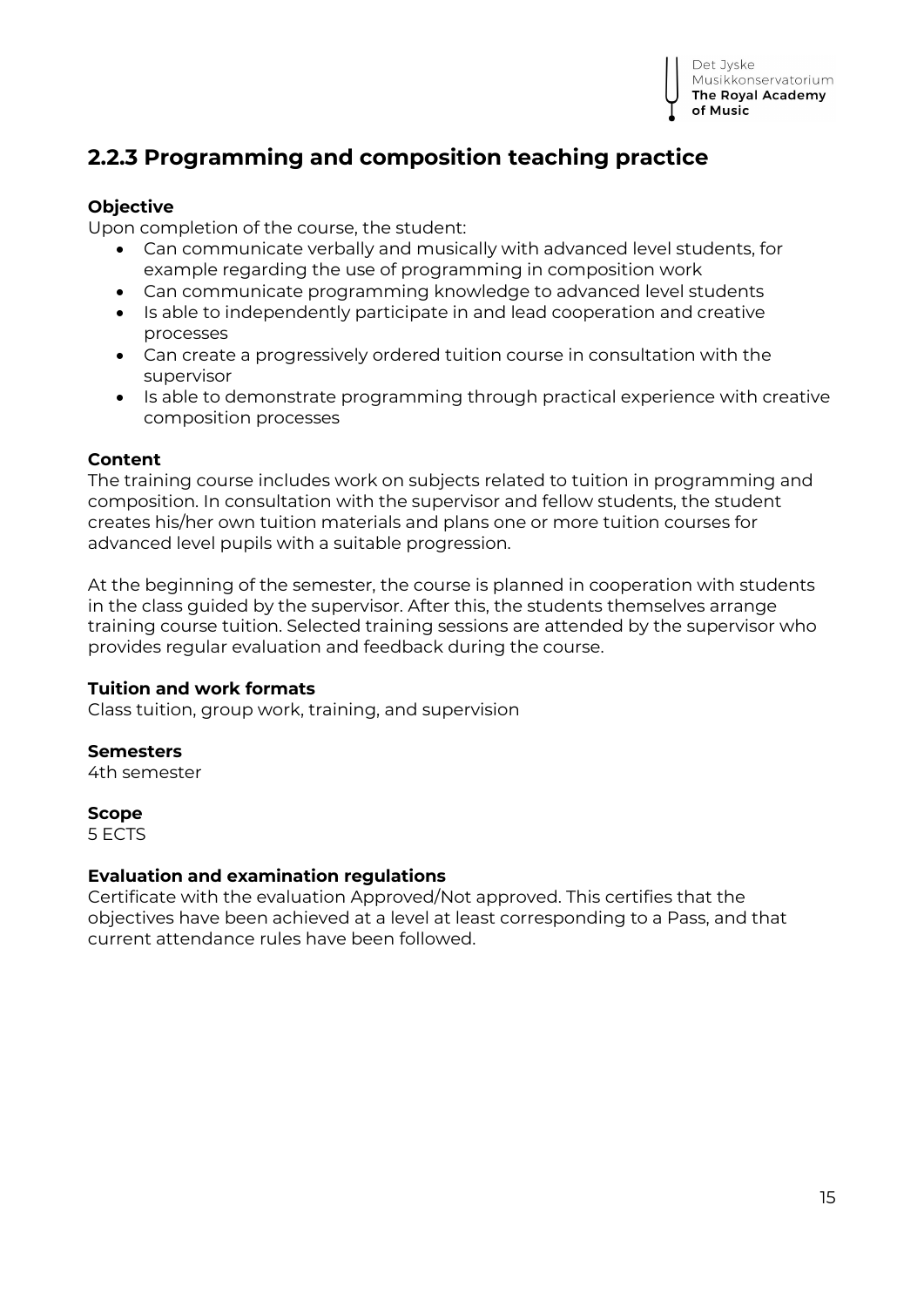## 2.2.3 Programming and composition teaching practice

**Objective**

Upon completion of the course, the student:

- Can communicate verbally and musically with advanced level students, for example regarding the use of programming in composition work
- Can communicate programming knowledge to advanced level students
- Is able to independently participate in and lead cooperation and creative processes
- Can create a progressively ordered tuition course in consultation with the supervisor
- Is able to demonstrate programming through practical experience with creative composition processes

**Content**

The training course includes work on subjects related to tuition in programming and composition. In consultation with the supervisor and fellow students, the student creates his/her own tuition materials and plans one or more tuition courses for advanced level pupils with a suitable progression.

At the beginning of the semester, the course is planned in cooperation with students in the class guided by the supervisor. After this, the students themselves arrange training course tuition. Selected training sessions are attended by the supervisor who provides regular evaluation and feedback during the course.

**Tuition and work formats**

Class tuition, group work, training, and supervision

**Semesters**

4th semester

**Scope**

5 ECTS

**Evaluation and examination regulations**

Certificate with the evaluation Approved/Not approved. This certifies that the objectives have been achieved at a level at least corresponding to a Pass, and that current attendance rules have been followed.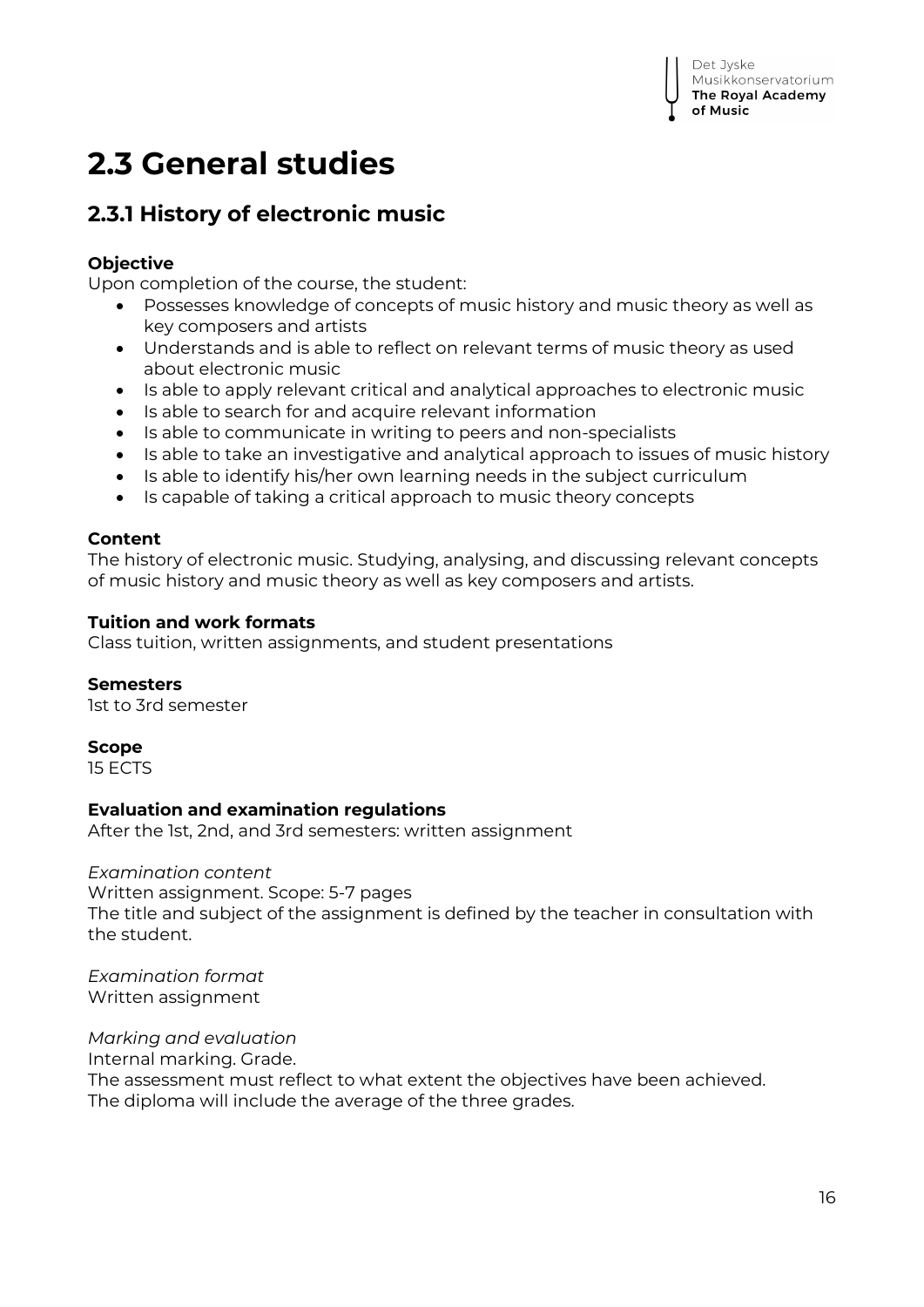# 2.3 General studies

## 2.3.1 History of electronic music

**Objective**
Upon completion of the course, the student:

- Possesses knowledge of concepts of music history and music theory as well as key composers and artists
- Understands and is able to reflect on relevant terms of music theory as used about electronic music
- Is able to apply relevant critical and analytical approaches to electronic music
- Is able to search for and acquire relevant information
- Is able to communicate in writing to peers and non-specialists
- Is able to take an investigative and analytical approach to issues of music history
- Is able to identify his/her own learning needs in the subject curriculum
- Is capable of taking a critical approach to music theory concepts

**Content**
The history of electronic music. Studying, analysing, and discussing relevant concepts of music history and music theory as well as key composers and artists.

**Tuition and work formats**
Class tuition, written assignments, and student presentations

**Semesters**
1st to 3rd semester

**Scope**
15 ECTS

**Evaluation and examination regulations**
After the 1st, 2nd, and 3rd semesters: written assignment

*Examination content*
Written assignment. Scope: 5-7 pages
The title and subject of the assignment is defined by the teacher in consultation with the student.

*Examination format*
Written assignment

*Marking and evaluation*
Internal marking. Grade.
The assessment must reflect to what extent the objectives have been achieved.
The diploma will include the average of the three grades.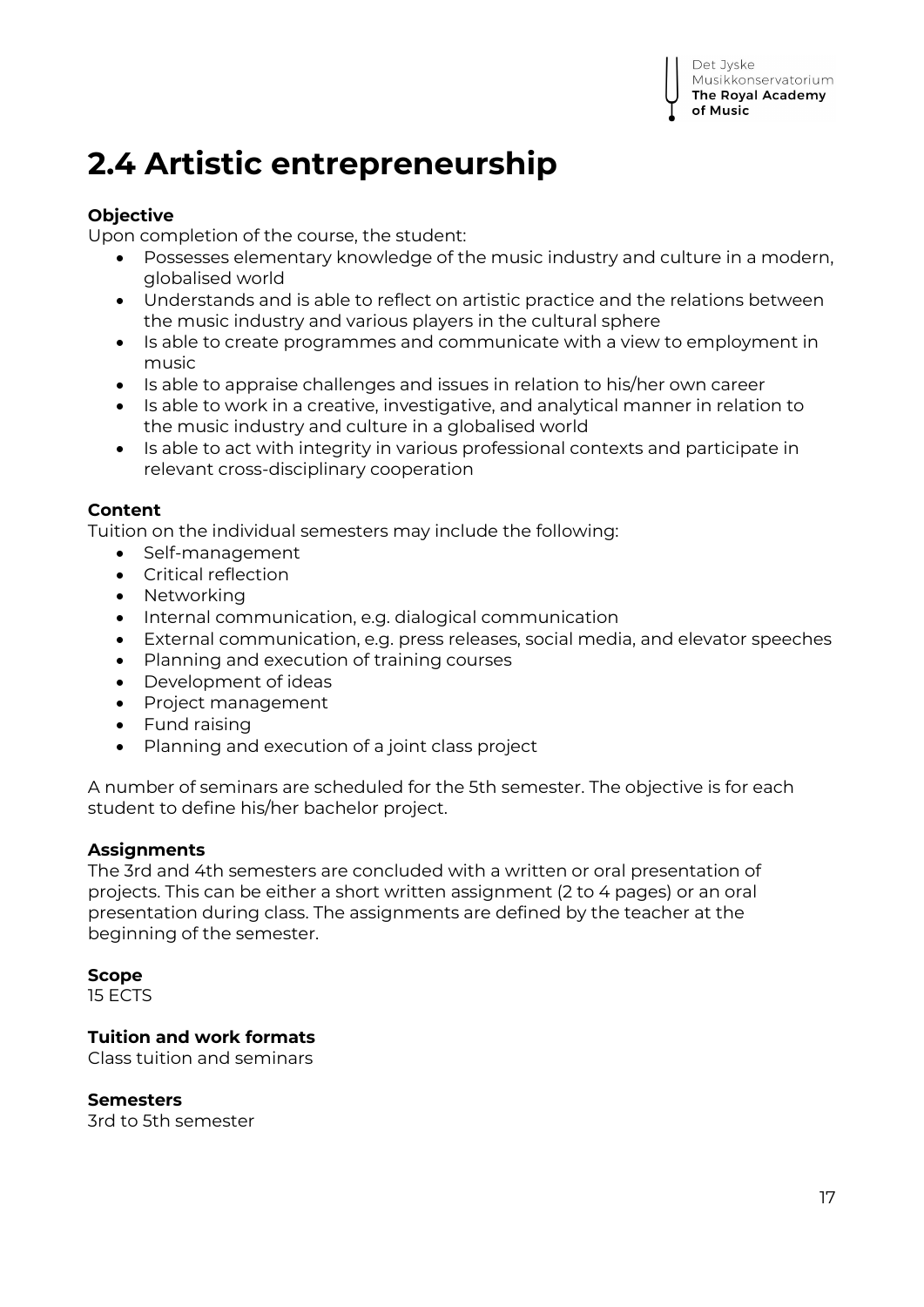# 2.4 Artistic entrepreneurship

**Objective**

Upon completion of the course, the student:

- Possesses elementary knowledge of the music industry and culture in a modern, globalised world
- Understands and is able to reflect on artistic practice and the relations between the music industry and various players in the cultural sphere
- Is able to create programmes and communicate with a view to employment in music
- Is able to appraise challenges and issues in relation to his/her own career
- Is able to work in a creative, investigative, and analytical manner in relation to the music industry and culture in a globalised world
- Is able to act with integrity in various professional contexts and participate in relevant cross-disciplinary cooperation

**Content**

Tuition on the individual semesters may include the following:

- Self-management
- Critical reflection
- Networking
- Internal communication, e.g. dialogical communication
- External communication, e.g. press releases, social media, and elevator speeches
- Planning and execution of training courses
- Development of ideas
- Project management
- Fund raising
- Planning and execution of a joint class project

A number of seminars are scheduled for the 5th semester. The objective is for each student to define his/her bachelor project.

**Assignments**

The 3rd and 4th semesters are concluded with a written or oral presentation of projects. This can be either a short written assignment (2 to 4 pages) or an oral presentation during class. The assignments are defined by the teacher at the beginning of the semester.

**Scope**

15 ECTS

**Tuition and work formats**

Class tuition and seminars

**Semesters**

3rd to 5th semester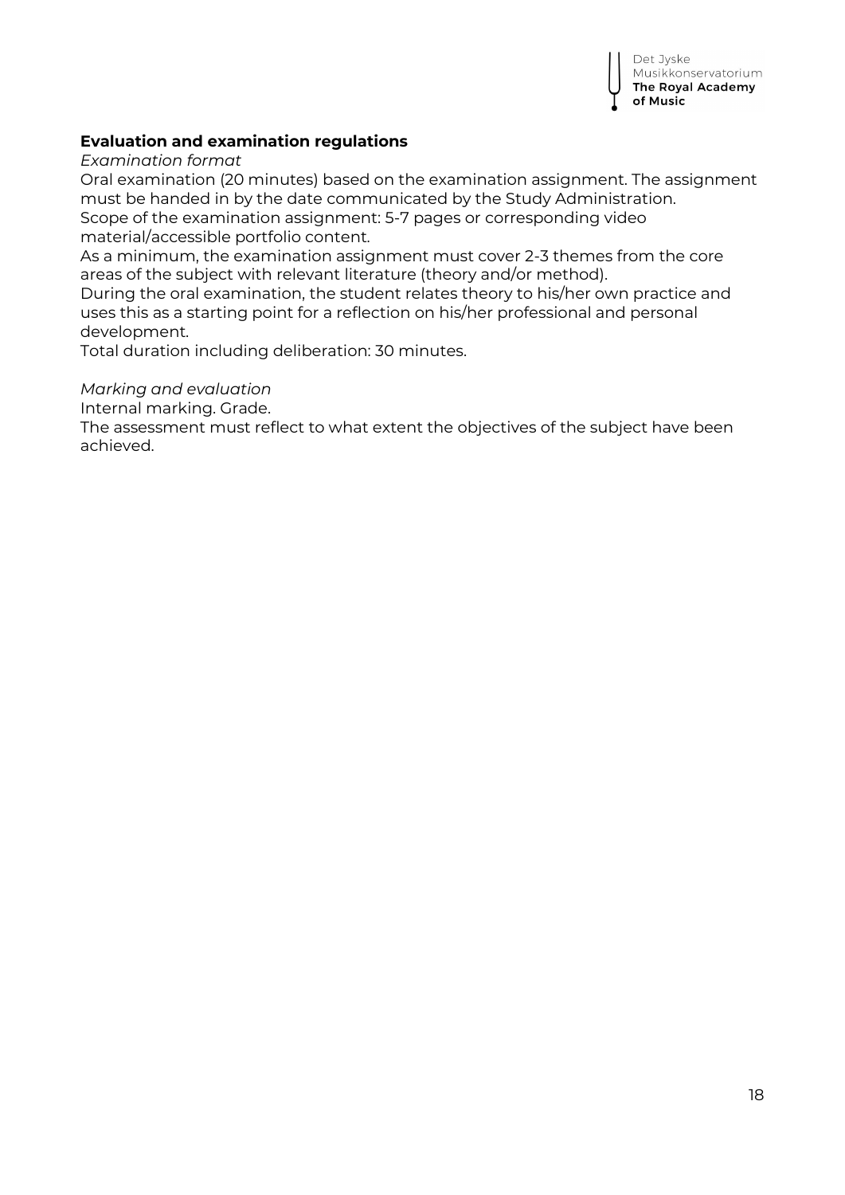**Evaluation and examination regulations**

*Examination format*

Oral examination (20 minutes) based on the examination assignment. The assignment must be handed in by the date communicated by the Study Administration.
Scope of the examination assignment: 5-7 pages or corresponding video material/accessible portfolio content.
As a minimum, the examination assignment must cover 2-3 themes from the core areas of the subject with relevant literature (theory and/or method).
During the oral examination, the student relates theory to his/her own practice and uses this as a starting point for a reflection on his/her professional and personal development.
Total duration including deliberation: 30 minutes.

*Marking and evaluation*

Internal marking. Grade.
The assessment must reflect to what extent the objectives of the subject have been achieved.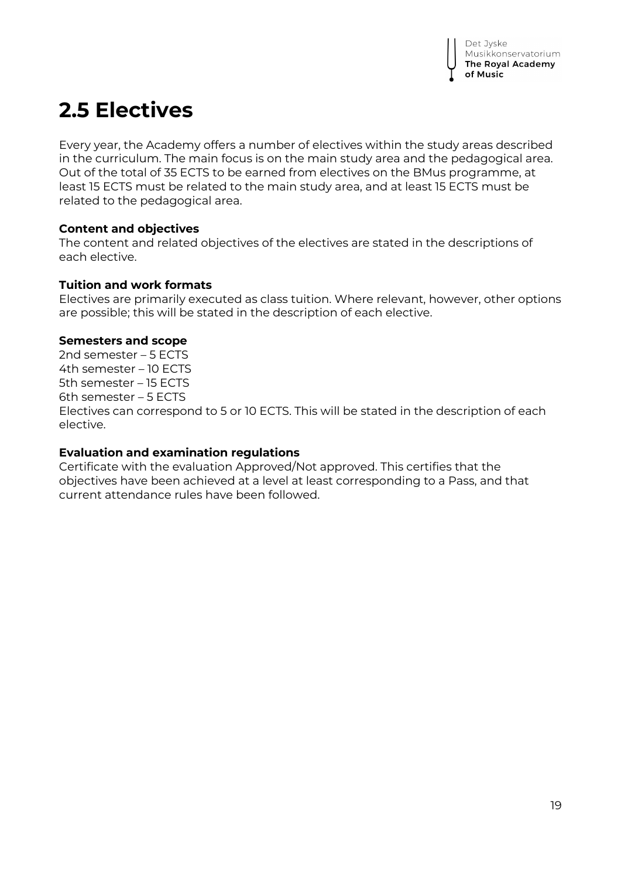## 2.5 Electives

Every year, the Academy offers a number of electives within the study areas described in the curriculum. The main focus is on the main study area and the pedagogical area. Out of the total of 35 ECTS to be earned from electives on the BMus programme, at least 15 ECTS must be related to the main study area, and at least 15 ECTS must be related to the pedagogical area.

**Content and objectives**
The content and related objectives of the electives are stated in the descriptions of each elective.

**Tuition and work formats**
Electives are primarily executed as class tuition. Where relevant, however, other options are possible; this will be stated in the description of each elective.

**Semesters and scope**
2nd semester – 5 ECTS
4th semester – 10 ECTS
5th semester – 15 ECTS
6th semester – 5 ECTS
Electives can correspond to 5 or 10 ECTS. This will be stated in the description of each elective.

**Evaluation and examination regulations**
Certificate with the evaluation Approved/Not approved. This certifies that the objectives have been achieved at a level at least corresponding to a Pass, and that current attendance rules have been followed.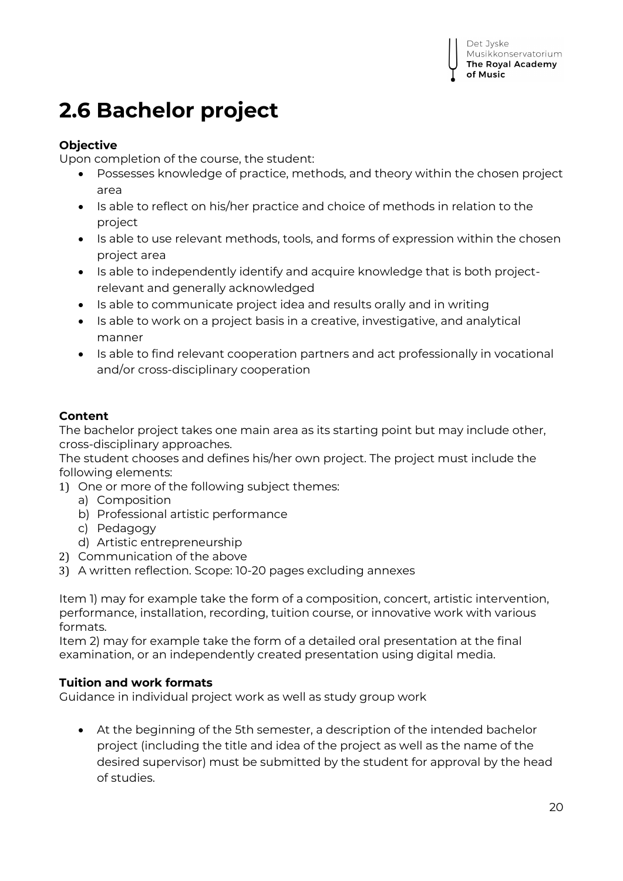# 2.6 Bachelor project

**Objective**

Upon completion of the course, the student:

- Possesses knowledge of practice, methods, and theory within the chosen project area
- Is able to reflect on his/her practice and choice of methods in relation to the project
- Is able to use relevant methods, tools, and forms of expression within the chosen project area
- Is able to independently identify and acquire knowledge that is both project-relevant and generally acknowledged
- Is able to communicate project idea and results orally and in writing
- Is able to work on a project basis in a creative, investigative, and analytical manner
- Is able to find relevant cooperation partners and act professionally in vocational and/or cross-disciplinary cooperation

**Content**

The bachelor project takes one main area as its starting point but may include other, cross-disciplinary approaches.

The student chooses and defines his/her own project. The project must include the following elements:

1) One or more of the following subject themes:
   a) Composition
   b) Professional artistic performance
   c) Pedagogy
   d) Artistic entrepreneurship
2) Communication of the above
3) A written reflection. Scope: 10-20 pages excluding annexes

Item 1) may for example take the form of a composition, concert, artistic intervention, performance, installation, recording, tuition course, or innovative work with various formats.

Item 2) may for example take the form of a detailed oral presentation at the final examination, or an independently created presentation using digital media.

**Tuition and work formats**

Guidance in individual project work as well as study group work

- At the beginning of the 5th semester, a description of the intended bachelor project (including the title and idea of the project as well as the name of the desired supervisor) must be submitted by the student for approval by the head of studies.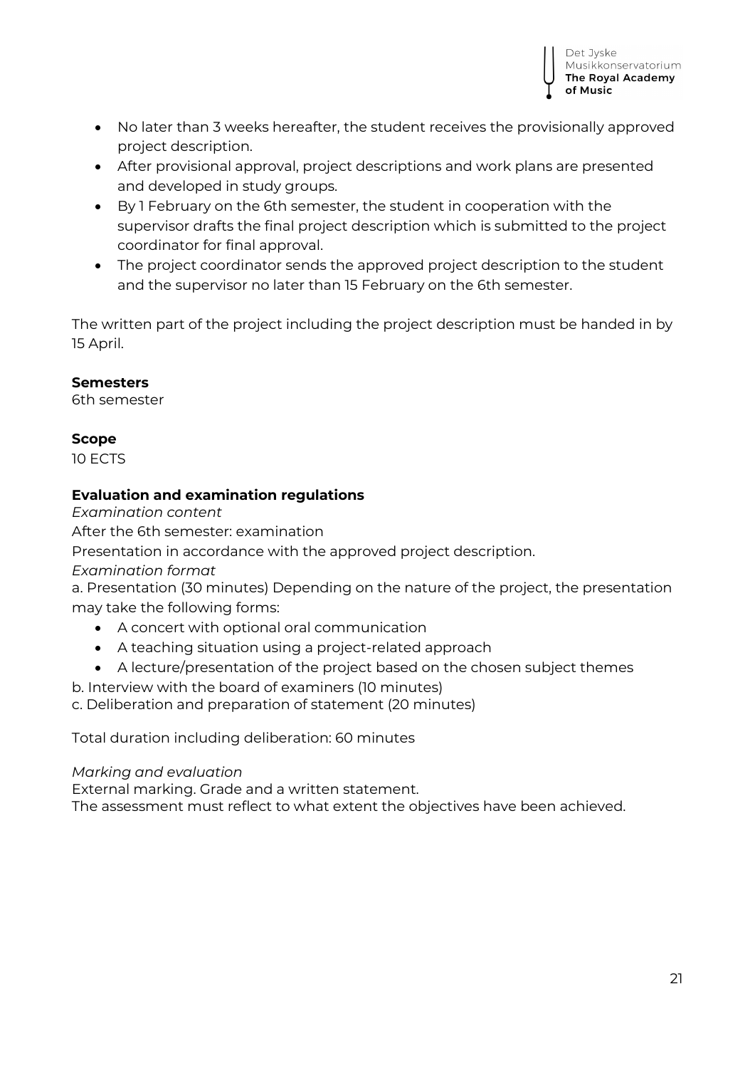- No later than 3 weeks hereafter, the student receives the provisionally approved project description.
- After provisional approval, project descriptions and work plans are presented and developed in study groups.
- By 1 February on the 6th semester, the student in cooperation with the supervisor drafts the final project description which is submitted to the project coordinator for final approval.
- The project coordinator sends the approved project description to the student and the supervisor no later than 15 February on the 6th semester.

The written part of the project including the project description must be handed in by 15 April.

**Semesters**
6th semester

**Scope**
10 ECTS

**Evaluation and examination regulations**
*Examination content*
After the 6th semester: examination
Presentation in accordance with the approved project description.
*Examination format*
a. Presentation (30 minutes) Depending on the nature of the project, the presentation may take the following forms:

- A concert with optional oral communication
- A teaching situation using a project-related approach
- A lecture/presentation of the project based on the chosen subject themes

b. Interview with the board of examiners (10 minutes)
c. Deliberation and preparation of statement (20 minutes)

Total duration including deliberation: 60 minutes

*Marking and evaluation*
External marking. Grade and a written statement.
The assessment must reflect to what extent the objectives have been achieved.